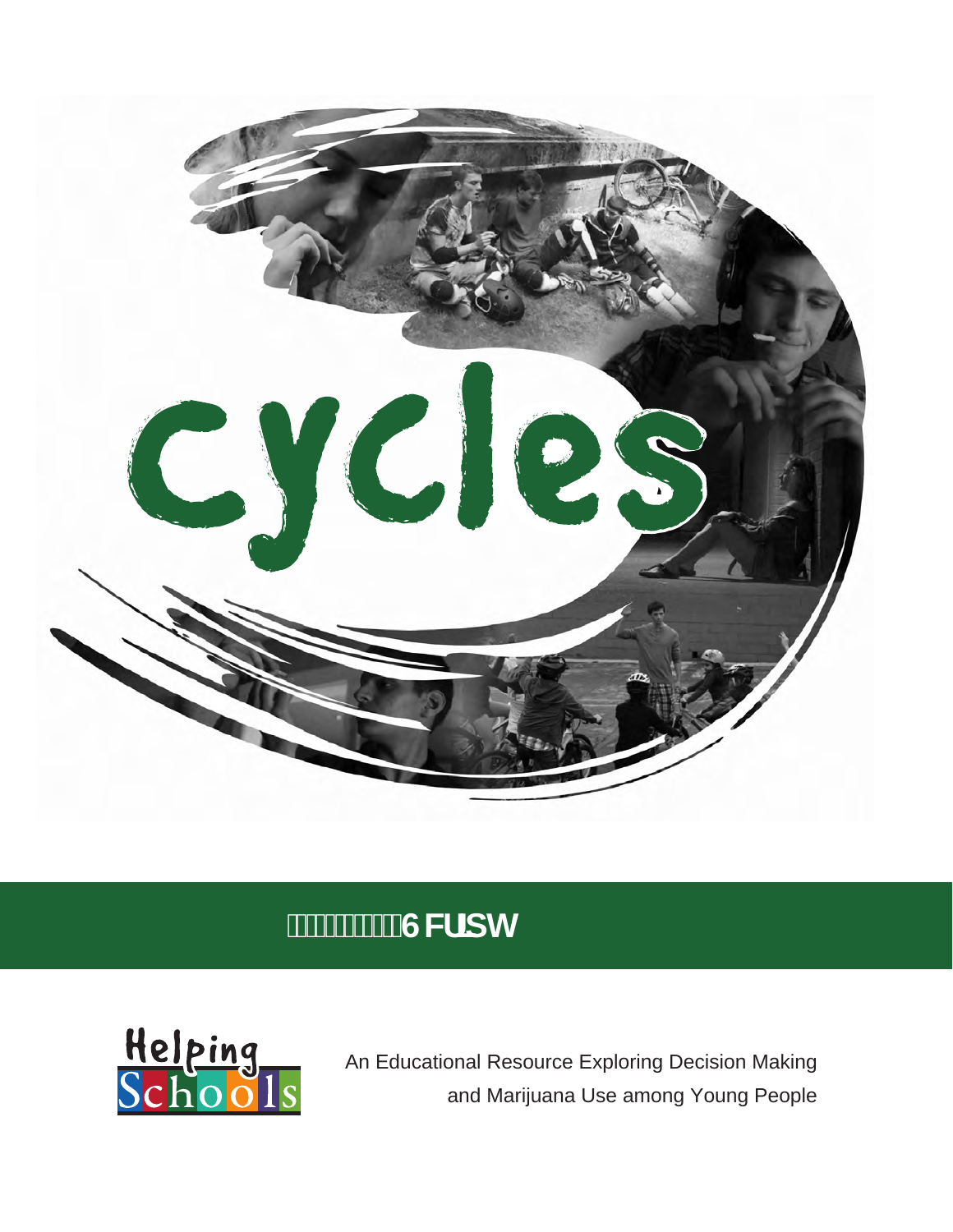# cycles

6 FUSW

Helping Schools

An Educational Resource Exploring Decision Making and Marijuana Use among Young People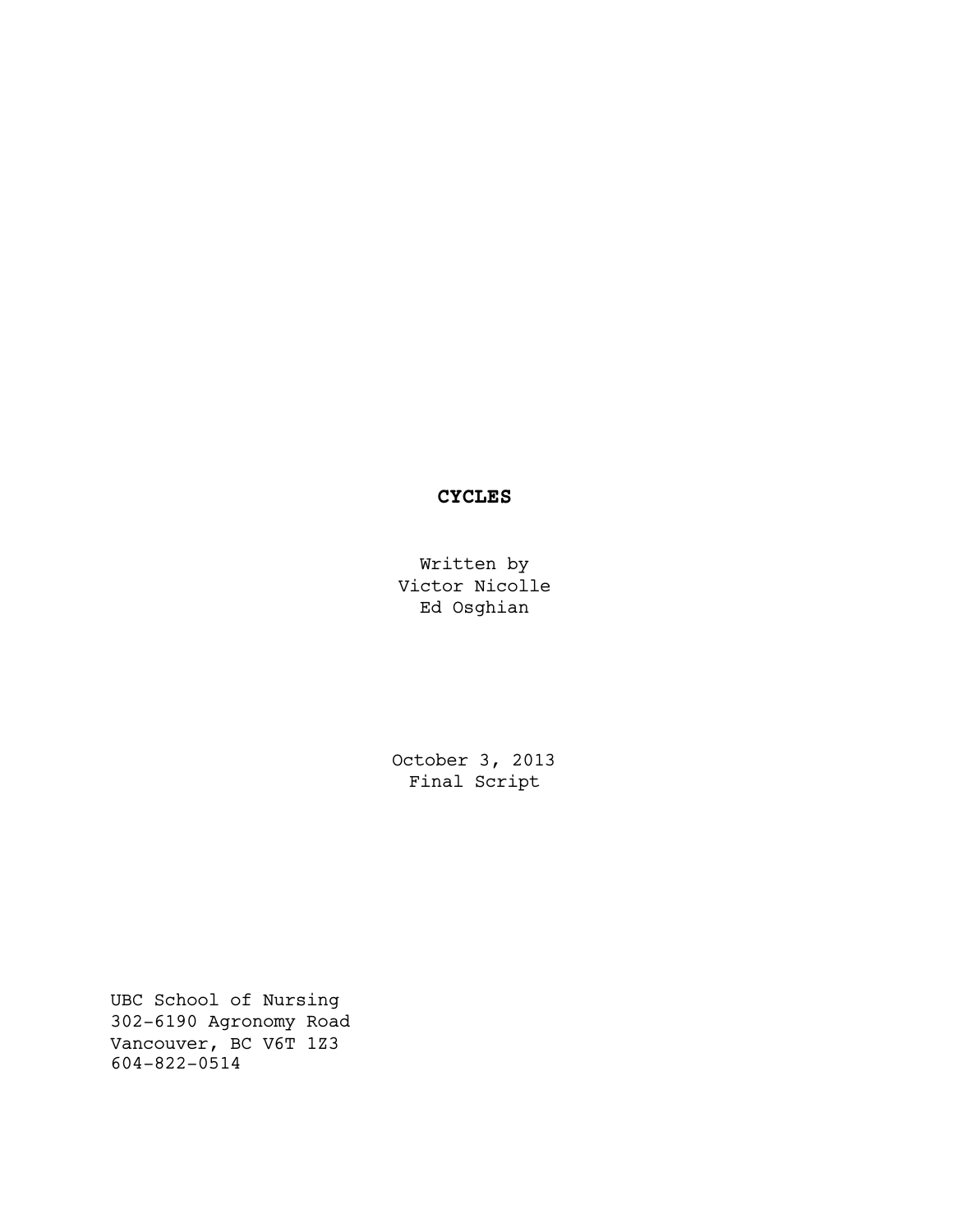# CYCLES

Written by
Victor Nicolle
Ed Osghian

October 3, 2013
Final Script

UBC School of Nursing
302-6190 Agronomy Road
Vancouver, BC V6T 1Z3
604-822-0514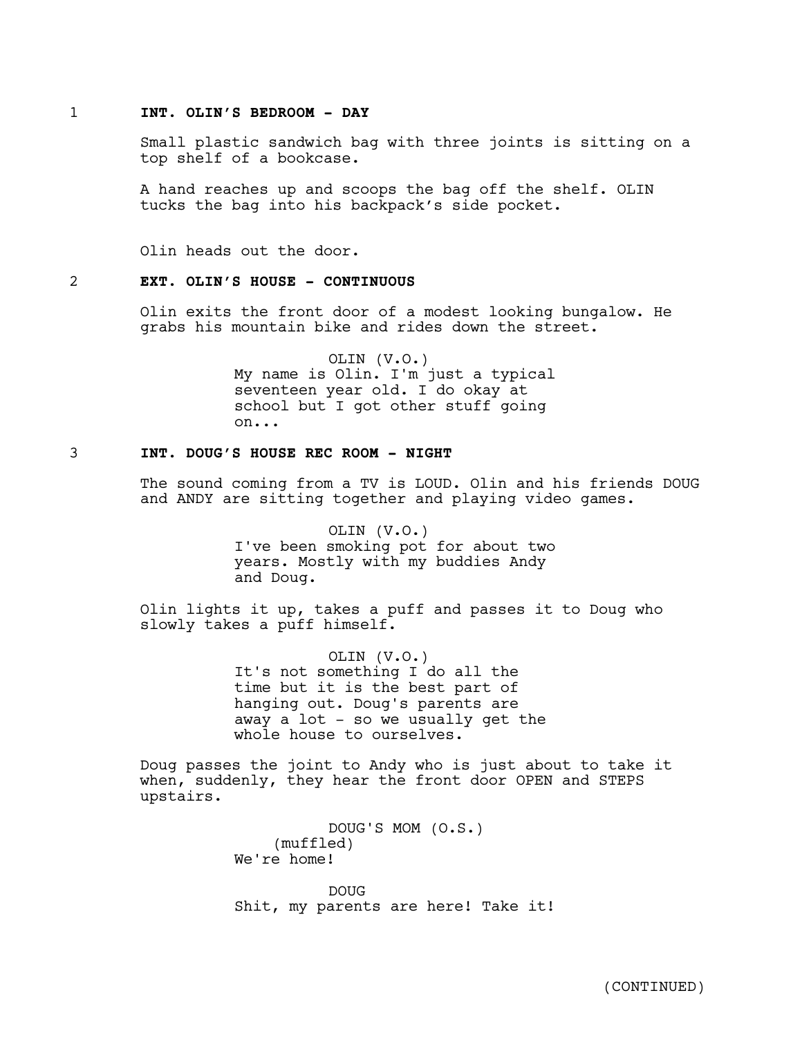1 **INT. OLIN'S BEDROOM - DAY**

Small plastic sandwich bag with three joints is sitting on a top shelf of a bookcase.

A hand reaches up and scoops the bag off the shelf. OLIN tucks the bag into his backpack's side pocket.

Olin heads out the door.

2 **EXT. OLIN'S HOUSE - CONTINUOUS**

Olin exits the front door of a modest looking bungalow. He grabs his mountain bike and rides down the street.

OLIN (V.O.)
My name is Olin. I'm just a typical seventeen year old. I do okay at school but I got other stuff going on...

3 **INT. DOUG'S HOUSE REC ROOM - NIGHT**

The sound coming from a TV is LOUD. Olin and his friends DOUG and ANDY are sitting together and playing video games.

OLIN (V.O.)
I've been smoking pot for about two years. Mostly with my buddies Andy and Doug.

Olin lights it up, takes a puff and passes it to Doug who slowly takes a puff himself.

OLIN (V.O.)
It's not something I do all the time but it is the best part of hanging out. Doug's parents are away a lot - so we usually get the whole house to ourselves.

Doug passes the joint to Andy who is just about to take it when, suddenly, they hear the front door OPEN and STEPS upstairs.

DOUG'S MOM (O.S.)
(muffled)
We're home!

DOUG
Shit, my parents are here! Take it!

(CONTINUED)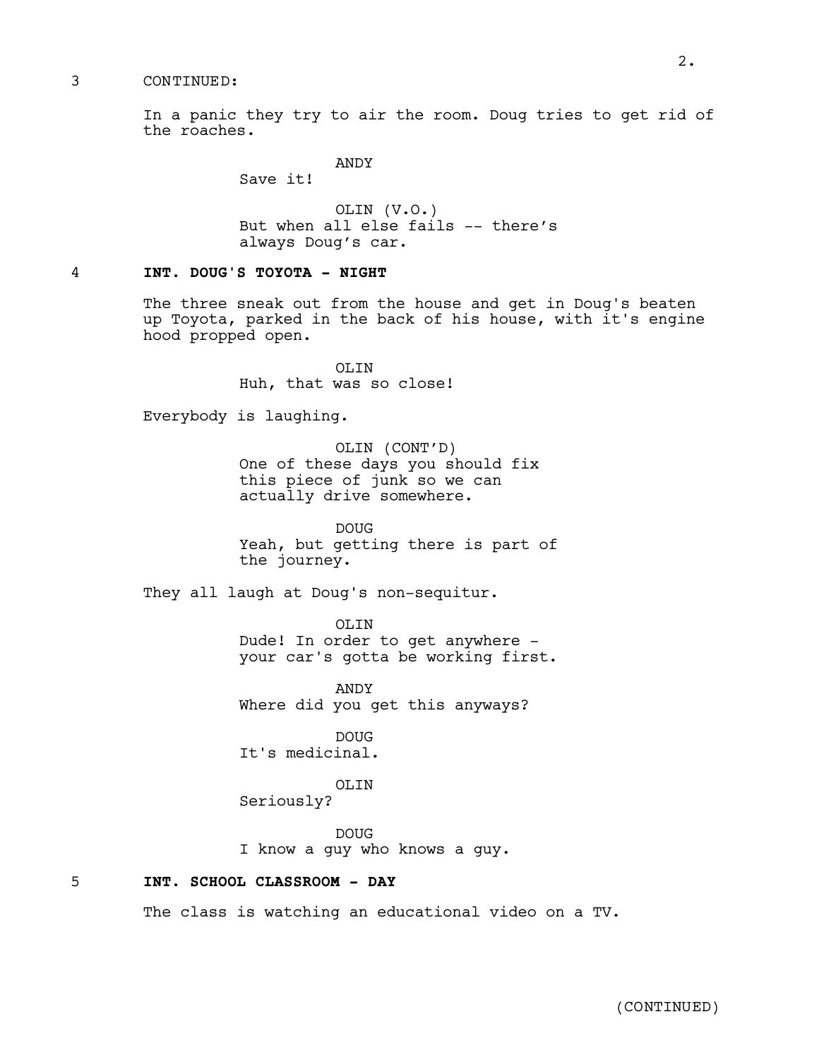3 CONTINUED:

In a panic they try to air the room. Doug tries to get rid of the roaches.

ANDY
Save it!

OLIN (V.O.)
But when all else fails -- there's always Doug's car.

**4 INT. DOUG'S TOYOTA - NIGHT**

The three sneak out from the house and get in Doug's beaten up Toyota, parked in the back of his house, with it's engine hood propped open.

OLIN
Huh, that was so close!

Everybody is laughing.

OLIN (CONT'D)
One of these days you should fix this piece of junk so we can actually drive somewhere.

DOUG
Yeah, but getting there is part of the journey.

They all laugh at Doug's non-sequitur.

OLIN
Dude! In order to get anywhere - your car's gotta be working first.

ANDY
Where did you get this anyways?

DOUG
It's medicinal.

OLIN
Seriously?

DOUG
I know a guy who knows a guy.

**5 INT. SCHOOL CLASSROOM - DAY**

The class is watching an educational video on a TV.

(CONTINUED)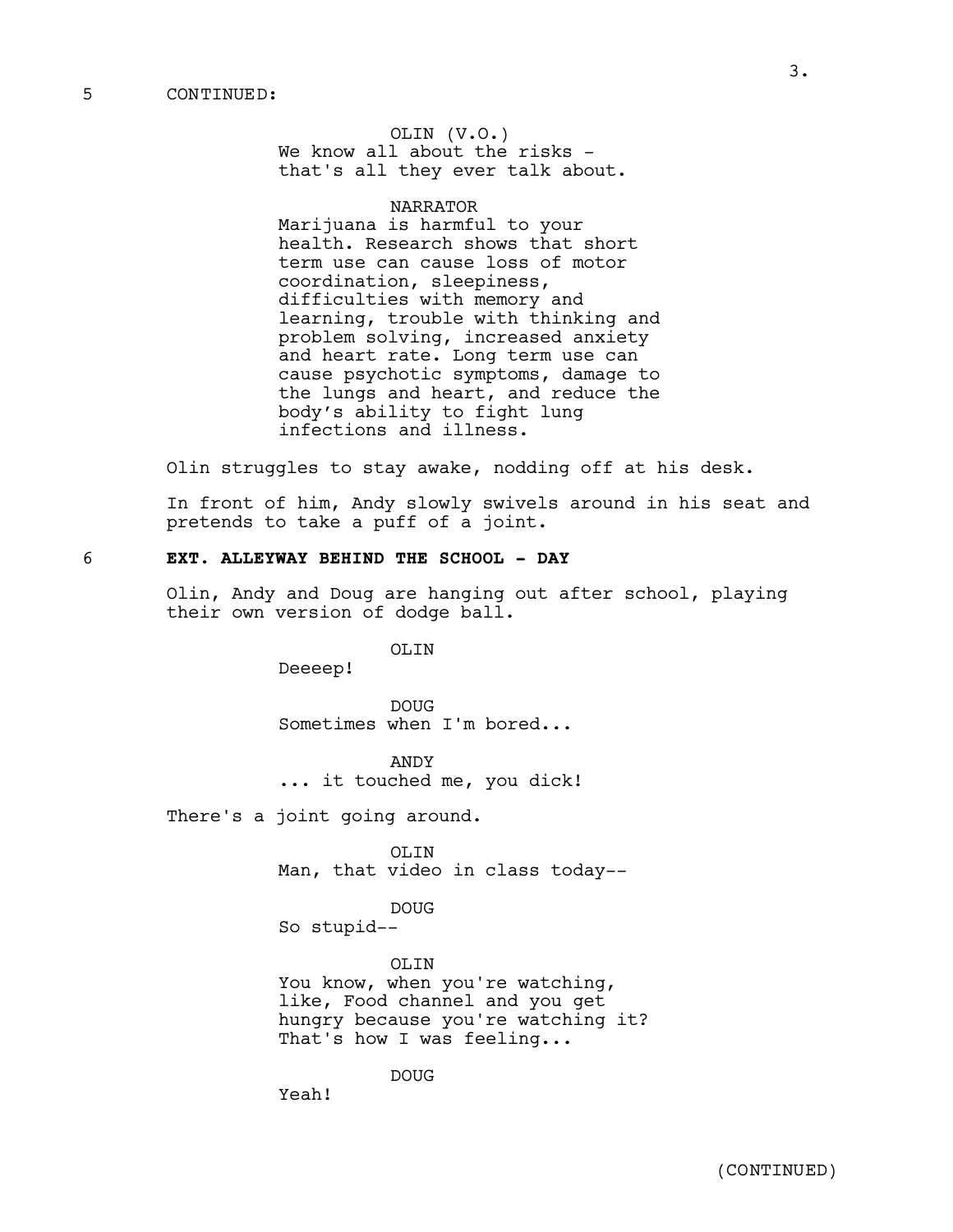5 CONTINUED:

OLIN (V.O.)
We know all about the risks -
that's all they ever talk about.

NARRATOR
Marijuana is harmful to your
health. Research shows that short
term use can cause loss of motor
coordination, sleepiness,
difficulties with memory and
learning, trouble with thinking and
problem solving, increased anxiety
and heart rate. Long term use can
cause psychotic symptoms, damage to
the lungs and heart, and reduce the
body's ability to fight lung
infections and illness.

Olin struggles to stay awake, nodding off at his desk.

In front of him, Andy slowly swivels around in his seat and pretends to take a puff of a joint.

6 **EXT. ALLEYWAY BEHIND THE SCHOOL - DAY**

Olin, Andy and Doug are hanging out after school, playing their own version of dodge ball.

OLIN
Deeeep!

DOUG
Sometimes when I'm bored...

ANDY
... it touched me, you dick!

There's a joint going around.

OLIN
Man, that video in class today--

DOUG
So stupid--

OLIN
You know, when you're watching,
like, Food channel and you get
hungry because you're watching it?
That's how I was feeling...

DOUG
Yeah!

(CONTINUED)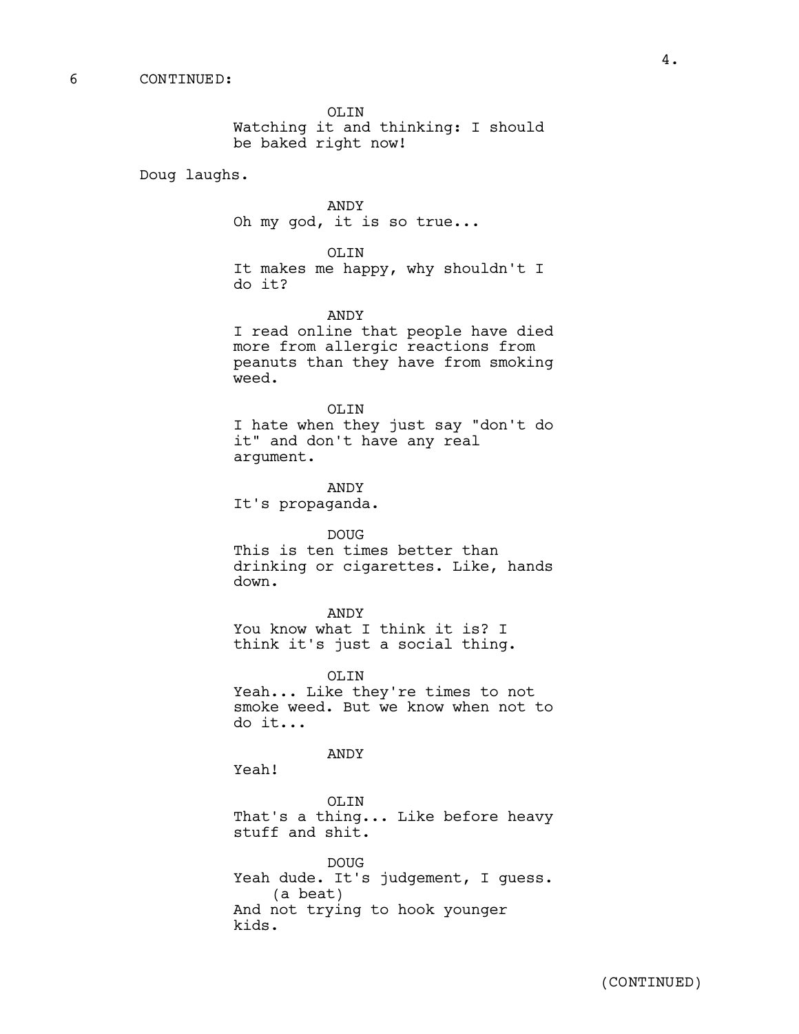6 CONTINUED:

OLIN
Watching it and thinking: I should be baked right now!

Doug laughs.

ANDY
Oh my god, it is so true...

OLIN
It makes me happy, why shouldn't I do it?

ANDY
I read online that people have died more from allergic reactions from peanuts than they have from smoking weed.

OLIN
I hate when they just say "don't do it" and don't have any real argument.

ANDY
It's propaganda.

DOUG
This is ten times better than drinking or cigarettes. Like, hands down.

ANDY
You know what I think it is? I think it's just a social thing.

OLIN
Yeah... Like they're times to not smoke weed. But we know when not to do it...

ANDY
Yeah!

OLIN
That's a thing... Like before heavy stuff and shit.

DOUG
Yeah dude. It's judgement, I guess.
(a beat)
And not trying to hook younger kids.

(CONTINUED)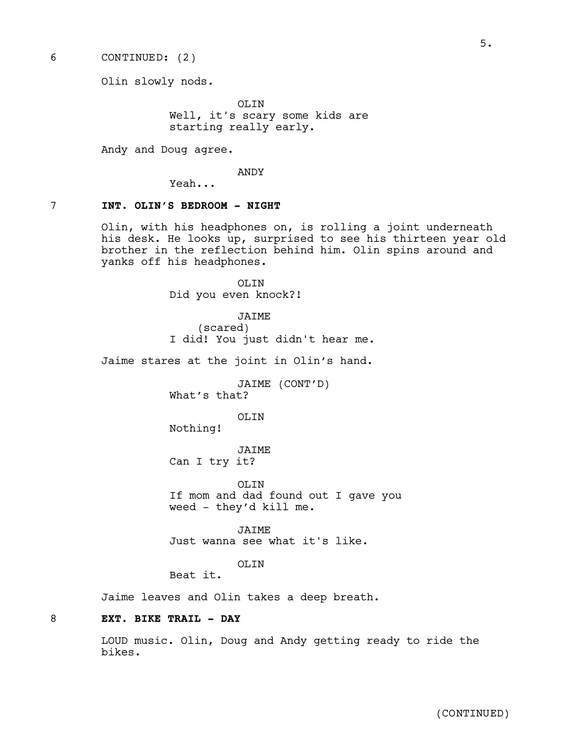6 CONTINUED: (2)

Olin slowly nods.

OLIN
Well, it's scary some kids are starting really early.

Andy and Doug agree.

ANDY
Yeah...

7 **INT. OLIN'S BEDROOM - NIGHT**

Olin, with his headphones on, is rolling a joint underneath his desk. He looks up, surprised to see his thirteen year old brother in the reflection behind him. Olin spins around and yanks off his headphones.

OLIN
Did you even knock?!

JAIME
(scared)
I did! You just didn't hear me.

Jaime stares at the joint in Olin's hand.

JAIME (CONT'D)
What's that?

OLIN
Nothing!

JAIME
Can I try it?

OLIN
If mom and dad found out I gave you weed - they'd kill me.

JAIME
Just wanna see what it's like.

OLIN
Beat it.

Jaime leaves and Olin takes a deep breath.

8 **EXT. BIKE TRAIL - DAY**

LOUD music. Olin, Doug and Andy getting ready to ride the bikes.

(CONTINUED)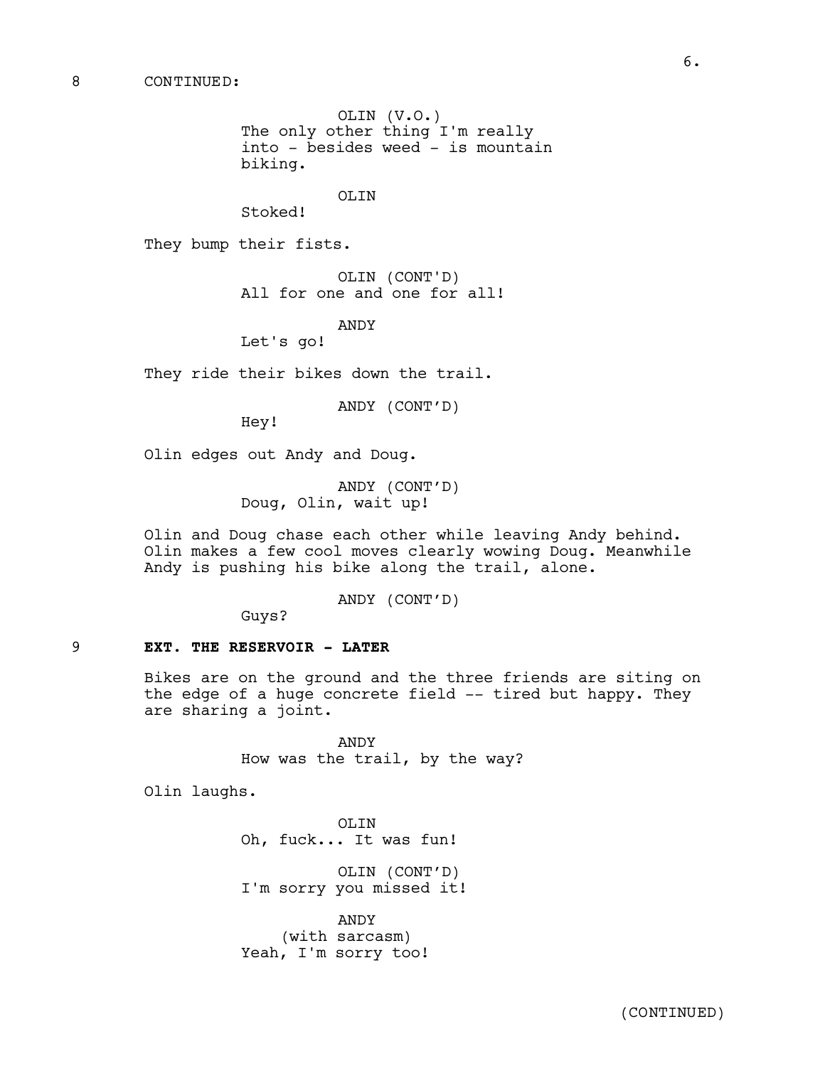8 CONTINUED:

OLIN (V.O.)
The only other thing I'm really into - besides weed - is mountain biking.

OLIN
Stoked!

They bump their fists.

OLIN (CONT'D)
All for one and one for all!

ANDY
Let's go!

They ride their bikes down the trail.

ANDY (CONT'D)
Hey!

Olin edges out Andy and Doug.

ANDY (CONT'D)
Doug, Olin, wait up!

Olin and Doug chase each other while leaving Andy behind. Olin makes a few cool moves clearly wowing Doug. Meanwhile Andy is pushing his bike along the trail, alone.

ANDY (CONT'D)
Guys?

9 **EXT. THE RESERVOIR - LATER**

Bikes are on the ground and the three friends are siting on the edge of a huge concrete field -- tired but happy. They are sharing a joint.

ANDY
How was the trail, by the way?

Olin laughs.

OLIN
Oh, fuck... It was fun!

OLIN (CONT'D)
I'm sorry you missed it!

ANDY
(with sarcasm)
Yeah, I'm sorry too!

(CONTINUED)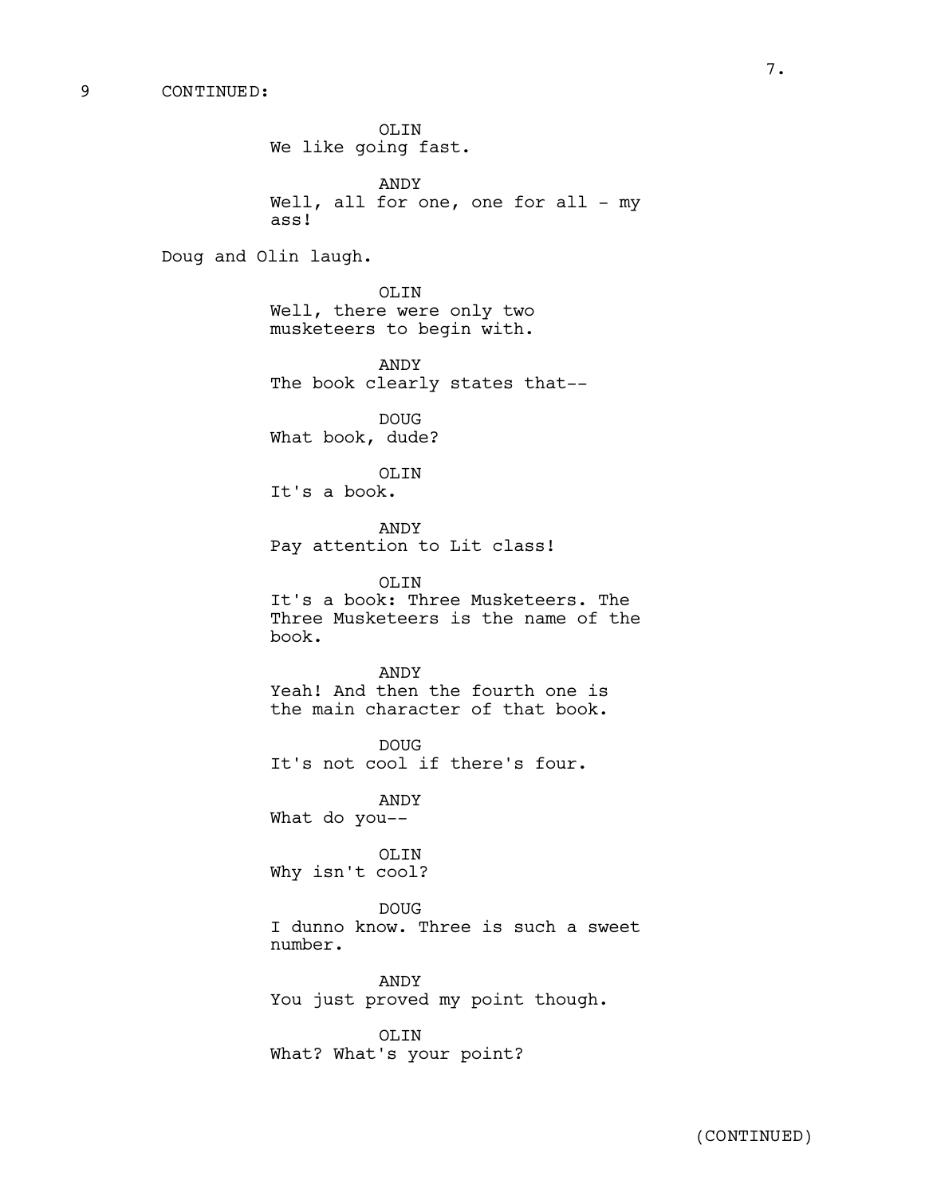9 CONTINUED:

OLIN
We like going fast.

ANDY
Well, all for one, one for all - my ass!

Doug and Olin laugh.

OLIN
Well, there were only two musketeers to begin with.

ANDY
The book clearly states that--

DOUG
What book, dude?

OLIN
It's a book.

ANDY
Pay attention to Lit class!

OLIN
It's a book: Three Musketeers. The Three Musketeers is the name of the book.

ANDY
Yeah! And then the fourth one is the main character of that book.

DOUG
It's not cool if there's four.

ANDY
What do you--

OLIN
Why isn't cool?

DOUG
I dunno know. Three is such a sweet number.

ANDY
You just proved my point though.

OLIN
What? What's your point?

(CONTINUED)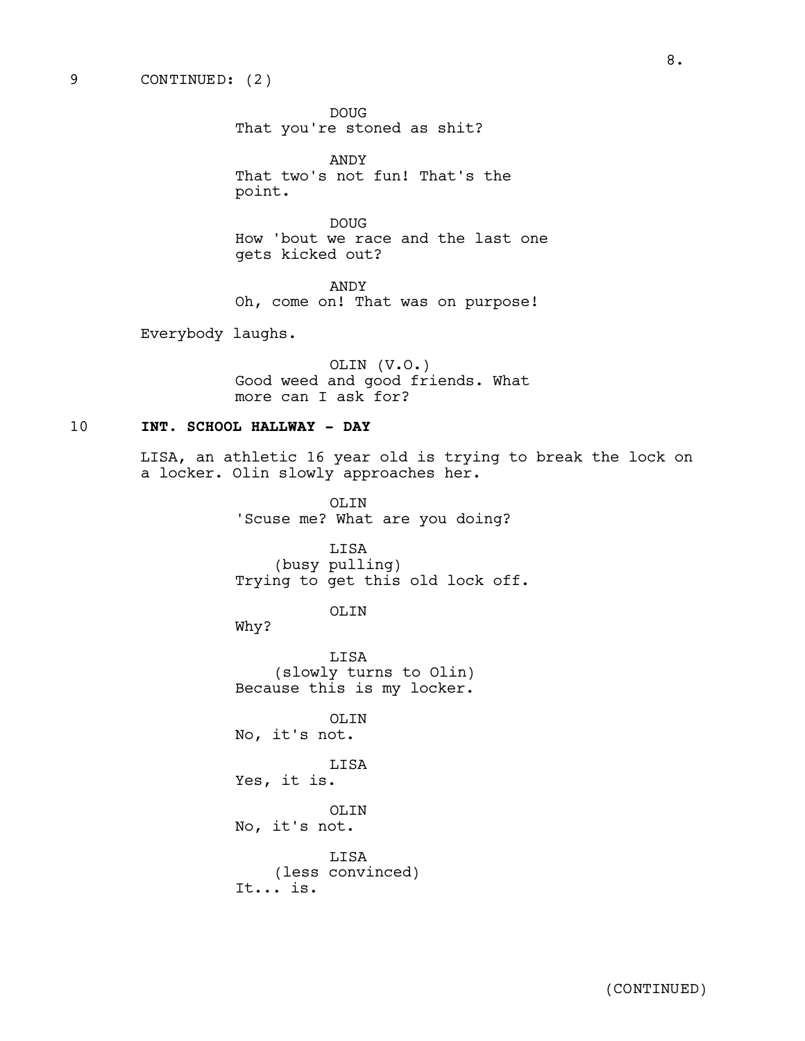9 CONTINUED: (2)

DOUG
That you're stoned as shit?

ANDY
That two's not fun! That's the point.

DOUG
How 'bout we race and the last one gets kicked out?

ANDY
Oh, come on! That was on purpose!

Everybody laughs.

OLIN (V.O.)
Good weed and good friends. What more can I ask for?

10 **INT. SCHOOL HALLWAY - DAY**

LISA, an athletic 16 year old is trying to break the lock on a locker. Olin slowly approaches her.

OLIN
'Scuse me? What are you doing?

LISA
(busy pulling)
Trying to get this old lock off.

OLIN
Why?

LISA
(slowly turns to Olin)
Because this is my locker.

OLIN
No, it's not.

LISA
Yes, it is.

OLIN
No, it's not.

LISA
(less convinced)
It... is.

(CONTINUED)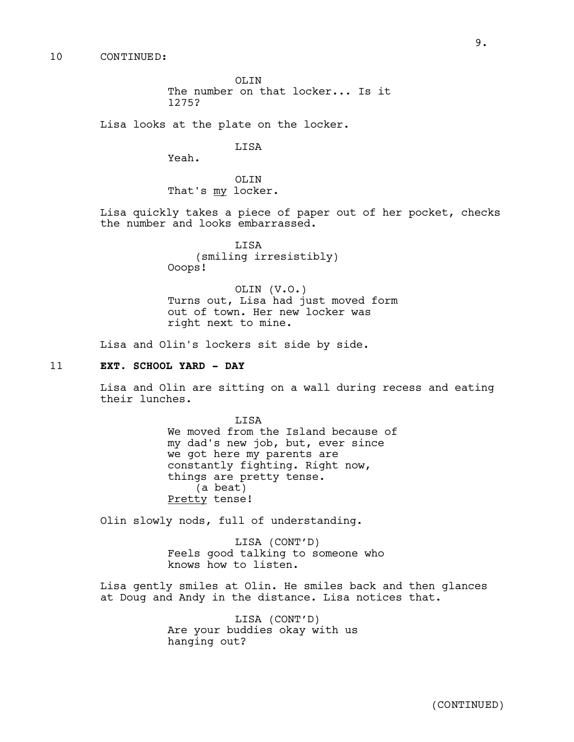10 CONTINUED:

OLIN
The number on that locker... Is it 1275?

Lisa looks at the plate on the locker.

LISA
Yeah.

OLIN
That's <u>my</u> locker.

Lisa quickly takes a piece of paper out of her pocket, checks the number and looks embarrassed.

LISA
(smiling irresistibly)
Ooops!

OLIN (V.O.)
Turns out, Lisa had just moved form out of town. Her new locker was right next to mine.

Lisa and Olin's lockers sit side by side.

11 **EXT. SCHOOL YARD - DAY**

Lisa and Olin are sitting on a wall during recess and eating their lunches.

LISA
We moved from the Island because of my dad's new job, but, ever since we got here my parents are constantly fighting. Right now, things are pretty tense.
(a beat)
<u>Pretty</u> tense!

Olin slowly nods, full of understanding.

LISA (CONT'D)
Feels good talking to someone who knows how to listen.

Lisa gently smiles at Olin. He smiles back and then glances at Doug and Andy in the distance. Lisa notices that.

LISA (CONT'D)
Are your buddies okay with us hanging out?

(CONTINUED)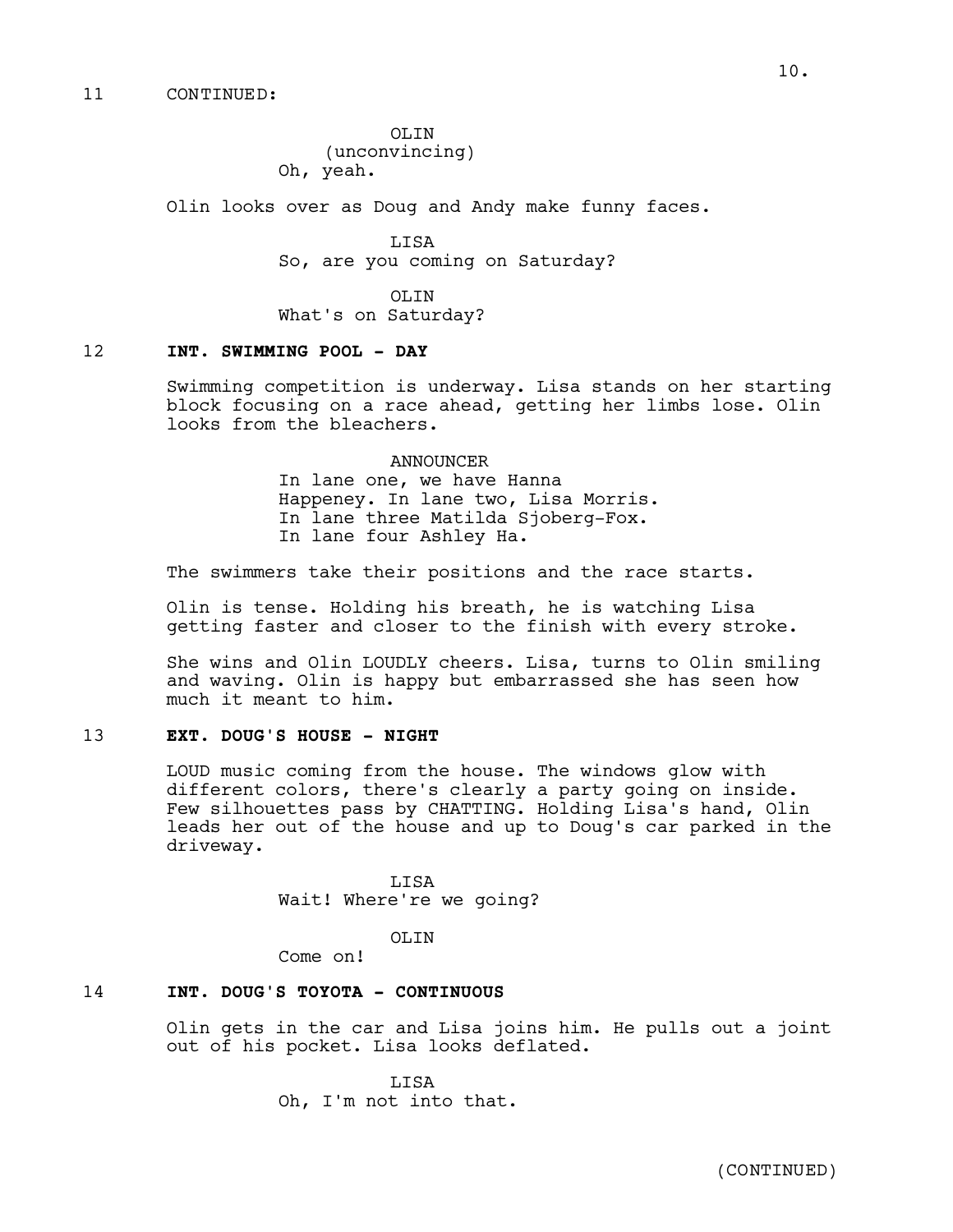11 CONTINUED:

OLIN
(unconvincing)
Oh, yeah.

Olin looks over as Doug and Andy make funny faces.

LISA
So, are you coming on Saturday?

OLIN
What's on Saturday?

**12 INT. SWIMMING POOL - DAY**

Swimming competition is underway. Lisa stands on her starting block focusing on a race ahead, getting her limbs lose. Olin looks from the bleachers.

ANNOUNCER
In lane one, we have Hanna Happeney. In lane two, Lisa Morris. In lane three Matilda Sjoberg-Fox. In lane four Ashley Ha.

The swimmers take their positions and the race starts.

Olin is tense. Holding his breath, he is watching Lisa getting faster and closer to the finish with every stroke.

She wins and Olin LOUDLY cheers. Lisa, turns to Olin smiling and waving. Olin is happy but embarrassed she has seen how much it meant to him.

**13 EXT. DOUG'S HOUSE - NIGHT**

LOUD music coming from the house. The windows glow with different colors, there's clearly a party going on inside. Few silhouettes pass by CHATTING. Holding Lisa's hand, Olin leads her out of the house and up to Doug's car parked in the driveway.

LISA
Wait! Where're we going?

OLIN
Come on!

**14 INT. DOUG'S TOYOTA - CONTINUOUS**

Olin gets in the car and Lisa joins him. He pulls out a joint out of his pocket. Lisa looks deflated.

LISA
Oh, I'm not into that.

(CONTINUED)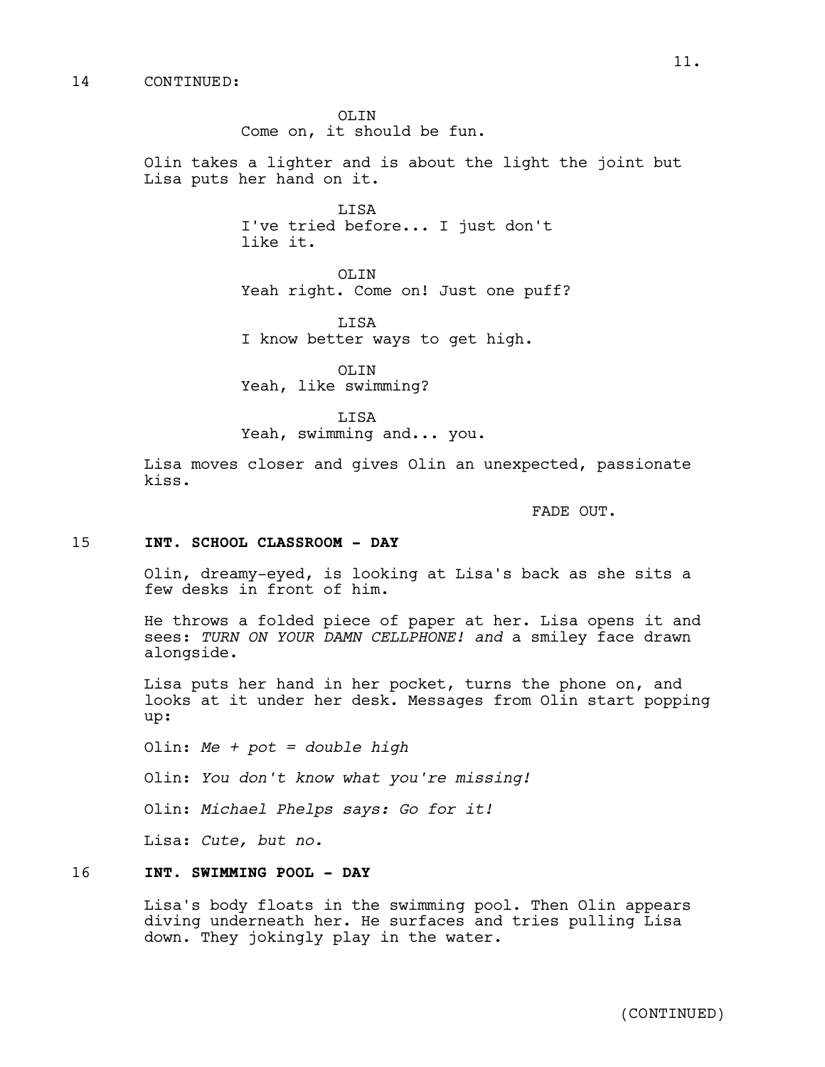14 CONTINUED:

OLIN
Come on, it should be fun.

Olin takes a lighter and is about the light the joint but Lisa puts her hand on it.

LISA
I've tried before... I just don't like it.

OLIN
Yeah right. Come on! Just one puff?

LISA
I know better ways to get high.

OLIN
Yeah, like swimming?

LISA
Yeah, swimming and... you.

Lisa moves closer and gives Olin an unexpected, passionate kiss.

FADE OUT.

## 15 INT. SCHOOL CLASSROOM - DAY

Olin, dreamy-eyed, is looking at Lisa's back as she sits a few desks in front of him.

He throws a folded piece of paper at her. Lisa opens it and sees: *TURN ON YOUR DAMN CELLPHONE! and* a smiley face drawn alongside.

Lisa puts her hand in her pocket, turns the phone on, and looks at it under her desk. Messages from Olin start popping up:

Olin: *Me + pot = double high*

Olin: *You don't know what you're missing!*

Olin: *Michael Phelps says: Go for it!*

Lisa: *Cute, but no.*

## 16 INT. SWIMMING POOL - DAY

Lisa's body floats in the swimming pool. Then Olin appears diving underneath her. He surfaces and tries pulling Lisa down. They jokingly play in the water.

(CONTINUED)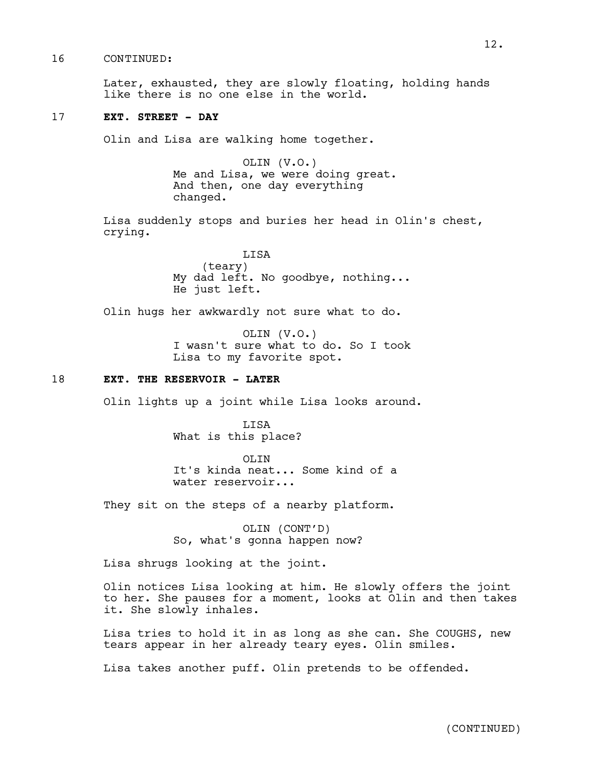16 CONTINUED:

Later, exhausted, they are slowly floating, holding hands like there is no one else in the world.

17 **EXT. STREET - DAY**

Olin and Lisa are walking home together.

OLIN (V.O.)
Me and Lisa, we were doing great. And then, one day everything changed.

Lisa suddenly stops and buries her head in Olin's chest, crying.

LISA
(teary)
My dad left. No goodbye, nothing... He just left.

Olin hugs her awkwardly not sure what to do.

OLIN (V.O.)
I wasn't sure what to do. So I took Lisa to my favorite spot.

18 **EXT. THE RESERVOIR - LATER**

Olin lights up a joint while Lisa looks around.

LISA
What is this place?

OLIN
It's kinda neat... Some kind of a water reservoir...

They sit on the steps of a nearby platform.

OLIN (CONT'D)
So, what's gonna happen now?

Lisa shrugs looking at the joint.

Olin notices Lisa looking at him. He slowly offers the joint to her. She pauses for a moment, looks at Olin and then takes it. She slowly inhales.

Lisa tries to hold it in as long as she can. She COUGHS, new tears appear in her already teary eyes. Olin smiles.

Lisa takes another puff. Olin pretends to be offended.

(CONTINUED)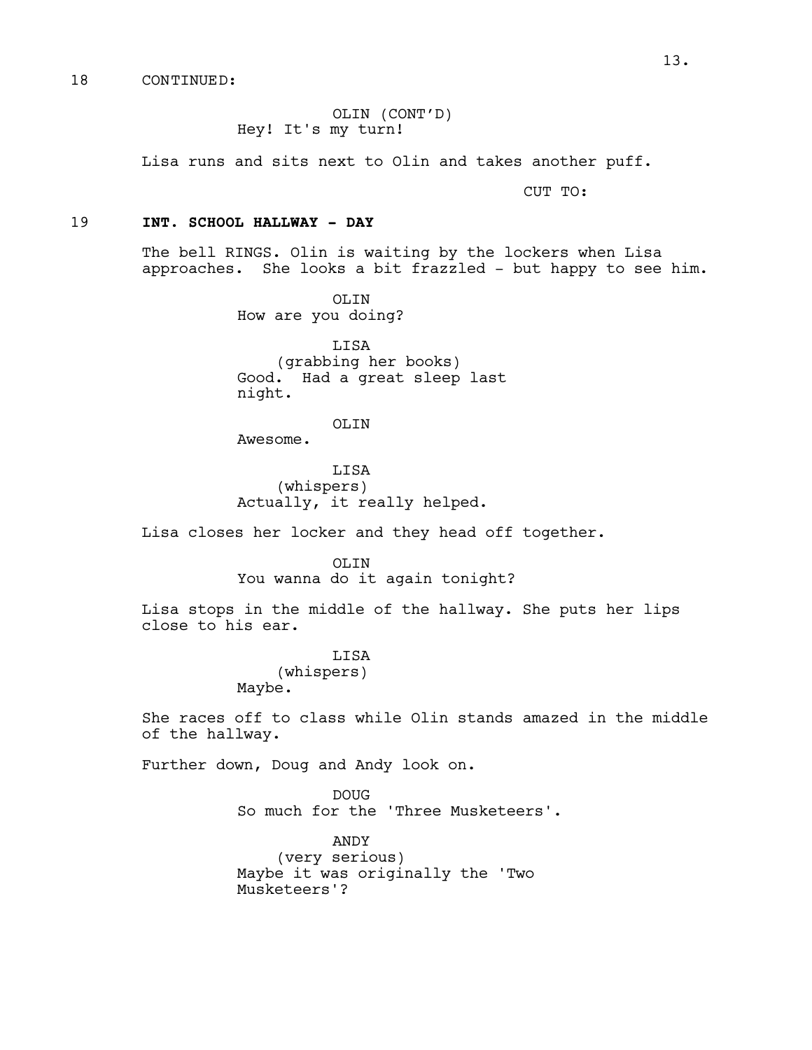18 CONTINUED:

OLIN (CONT'D)
Hey! It's my turn!

Lisa runs and sits next to Olin and takes another puff.

CUT TO:

19 **INT. SCHOOL HALLWAY - DAY**

The bell RINGS. Olin is waiting by the lockers when Lisa approaches. She looks a bit frazzled - but happy to see him.

OLIN
How are you doing?

LISA
(grabbing her books)
Good. Had a great sleep last night.

OLIN
Awesome.

LISA
(whispers)
Actually, it really helped.

Lisa closes her locker and they head off together.

OLIN
You wanna do it again tonight?

Lisa stops in the middle of the hallway. She puts her lips close to his ear.

LISA
(whispers)
Maybe.

She races off to class while Olin stands amazed in the middle of the hallway.

Further down, Doug and Andy look on.

DOUG
So much for the 'Three Musketeers'.

ANDY
(very serious)
Maybe it was originally the 'Two Musketeers'?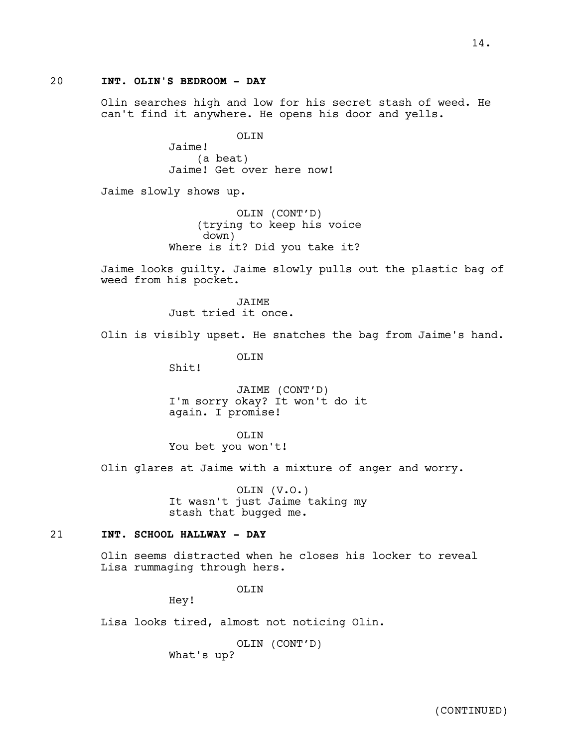20 **INT. OLIN'S BEDROOM - DAY**

Olin searches high and low for his secret stash of weed. He can't find it anywhere. He opens his door and yells.

OLIN
Jaime!
(a beat)
Jaime! Get over here now!

Jaime slowly shows up.

OLIN (CONT'D)
(trying to keep his voice down)
Where is it? Did you take it?

Jaime looks guilty. Jaime slowly pulls out the plastic bag of weed from his pocket.

JAIME
Just tried it once.

Olin is visibly upset. He snatches the bag from Jaime's hand.

OLIN
Shit!

JAIME (CONT'D)
I'm sorry okay? It won't do it again. I promise!

OLIN
You bet you won't!

Olin glares at Jaime with a mixture of anger and worry.

OLIN (V.O.)
It wasn't just Jaime taking my stash that bugged me.

21 **INT. SCHOOL HALLWAY - DAY**

Olin seems distracted when he closes his locker to reveal Lisa rummaging through hers.

OLIN
Hey!

Lisa looks tired, almost not noticing Olin.

OLIN (CONT'D)
What's up?

(CONTINUED)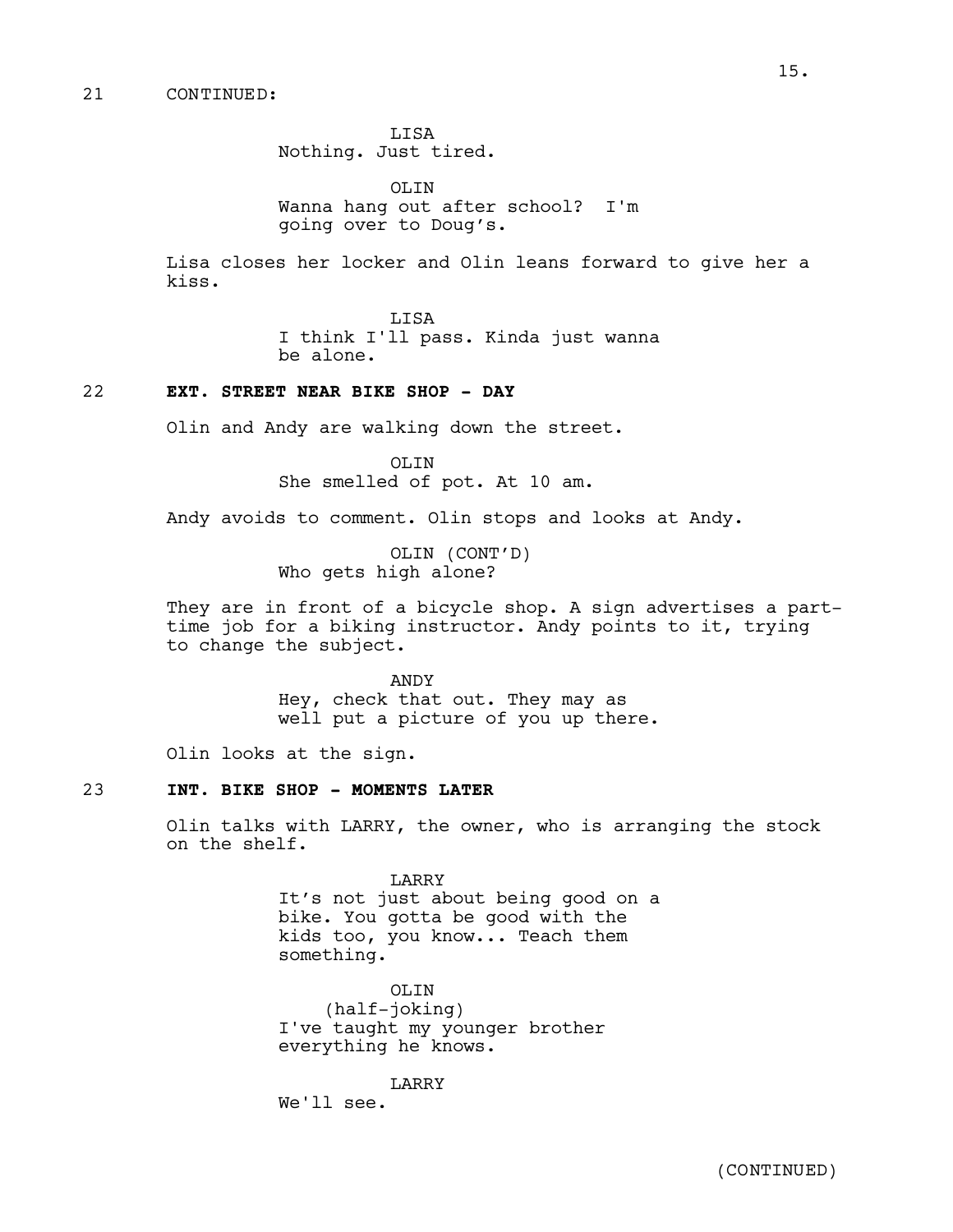21 CONTINUED:

LISA
Nothing. Just tired.

OLIN
Wanna hang out after school? I'm going over to Doug's.

Lisa closes her locker and Olin leans forward to give her a kiss.

LISA
I think I'll pass. Kinda just wanna be alone.

## 22 **EXT. STREET NEAR BIKE SHOP - DAY**

Olin and Andy are walking down the street.

OLIN
She smelled of pot. At 10 am.

Andy avoids to comment. Olin stops and looks at Andy.

OLIN (CONT'D)
Who gets high alone?

They are in front of a bicycle shop. A sign advertises a part-time job for a biking instructor. Andy points to it, trying to change the subject.

ANDY
Hey, check that out. They may as well put a picture of you up there.

Olin looks at the sign.

## 23 **INT. BIKE SHOP - MOMENTS LATER**

Olin talks with LARRY, the owner, who is arranging the stock on the shelf.

LARRY
It's not just about being good on a bike. You gotta be good with the kids too, you know... Teach them something.

OLIN
(half-joking)
I've taught my younger brother everything he knows.

LARRY
We'll see.

(CONTINUED)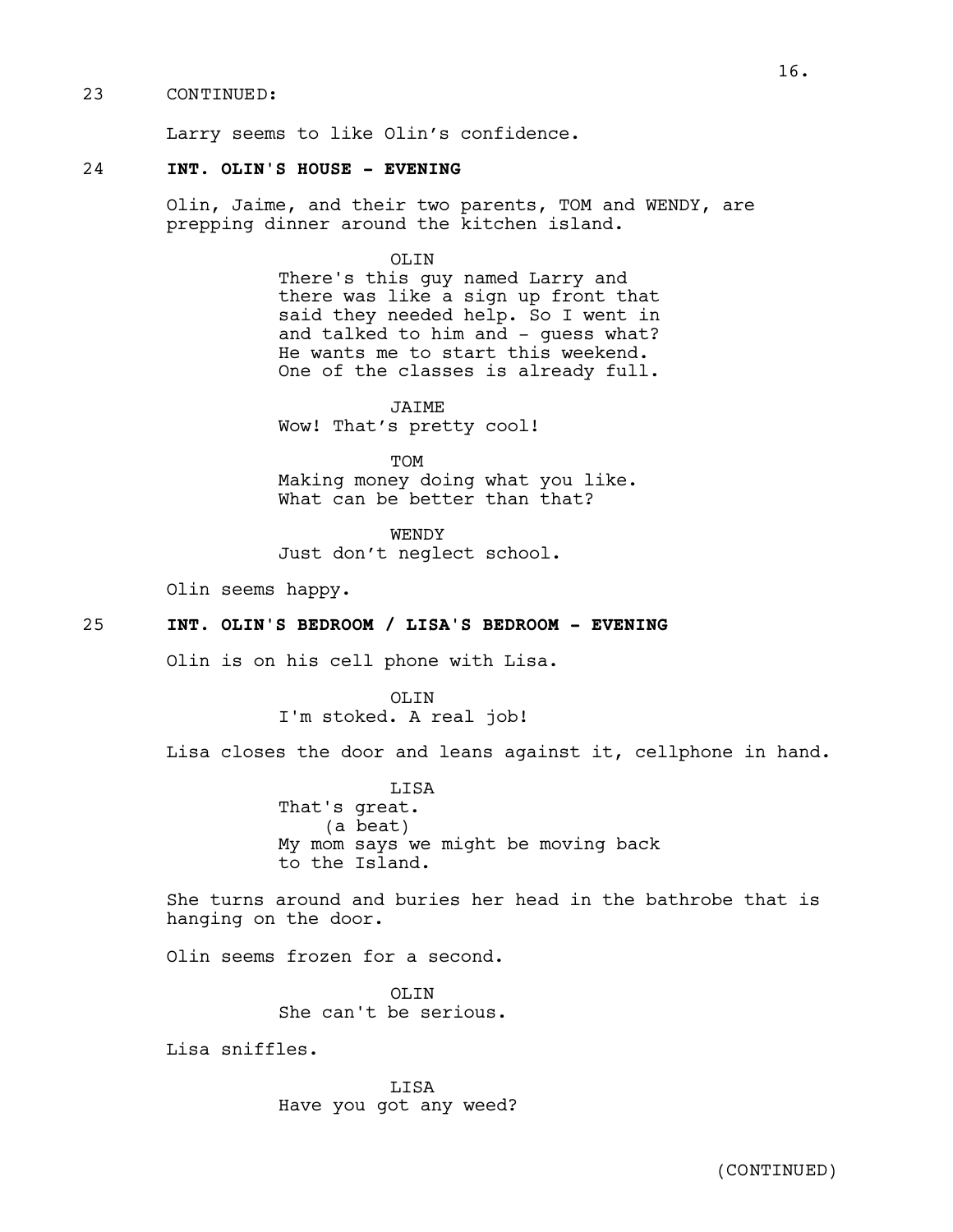23 CONTINUED:

Larry seems to like Olin's confidence.

**24 INT. OLIN'S HOUSE - EVENING**

Olin, Jaime, and their two parents, TOM and WENDY, are prepping dinner around the kitchen island.

OLIN
There's this guy named Larry and there was like a sign up front that said they needed help. So I went in and talked to him and - guess what? He wants me to start this weekend. One of the classes is already full.

JAIME
Wow! That's pretty cool!

TOM
Making money doing what you like. What can be better than that?

WENDY
Just don't neglect school.

Olin seems happy.

**25 INT. OLIN'S BEDROOM / LISA'S BEDROOM - EVENING**

Olin is on his cell phone with Lisa.

OLIN
I'm stoked. A real job!

Lisa closes the door and leans against it, cellphone in hand.

LISA
That's great.
(a beat)
My mom says we might be moving back to the Island.

She turns around and buries her head in the bathrobe that is hanging on the door.

Olin seems frozen for a second.

OLIN
She can't be serious.

Lisa sniffles.

LISA
Have you got any weed?

(CONTINUED)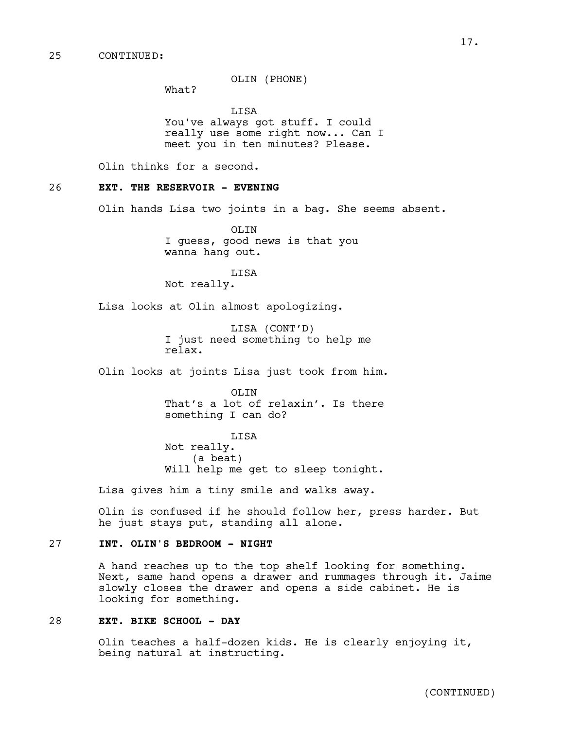25 CONTINUED:

OLIN (PHONE)
What?

LISA
You've always got stuff. I could really use some right now... Can I meet you in ten minutes? Please.

Olin thinks for a second.

26 **EXT. THE RESERVOIR - EVENING**

Olin hands Lisa two joints in a bag. She seems absent.

OLIN
I guess, good news is that you wanna hang out.

LISA
Not really.

Lisa looks at Olin almost apologizing.

LISA (CONT'D)
I just need something to help me relax.

Olin looks at joints Lisa just took from him.

OLIN
That's a lot of relaxin'. Is there something I can do?

LISA
Not really.
(a beat)
Will help me get to sleep tonight.

Lisa gives him a tiny smile and walks away.

Olin is confused if he should follow her, press harder. But he just stays put, standing all alone.

27 **INT. OLIN'S BEDROOM - NIGHT**

A hand reaches up to the top shelf looking for something. Next, same hand opens a drawer and rummages through it. Jaime slowly closes the drawer and opens a side cabinet. He is looking for something.

28 **EXT. BIKE SCHOOL - DAY**

Olin teaches a half-dozen kids. He is clearly enjoying it, being natural at instructing.

(CONTINUED)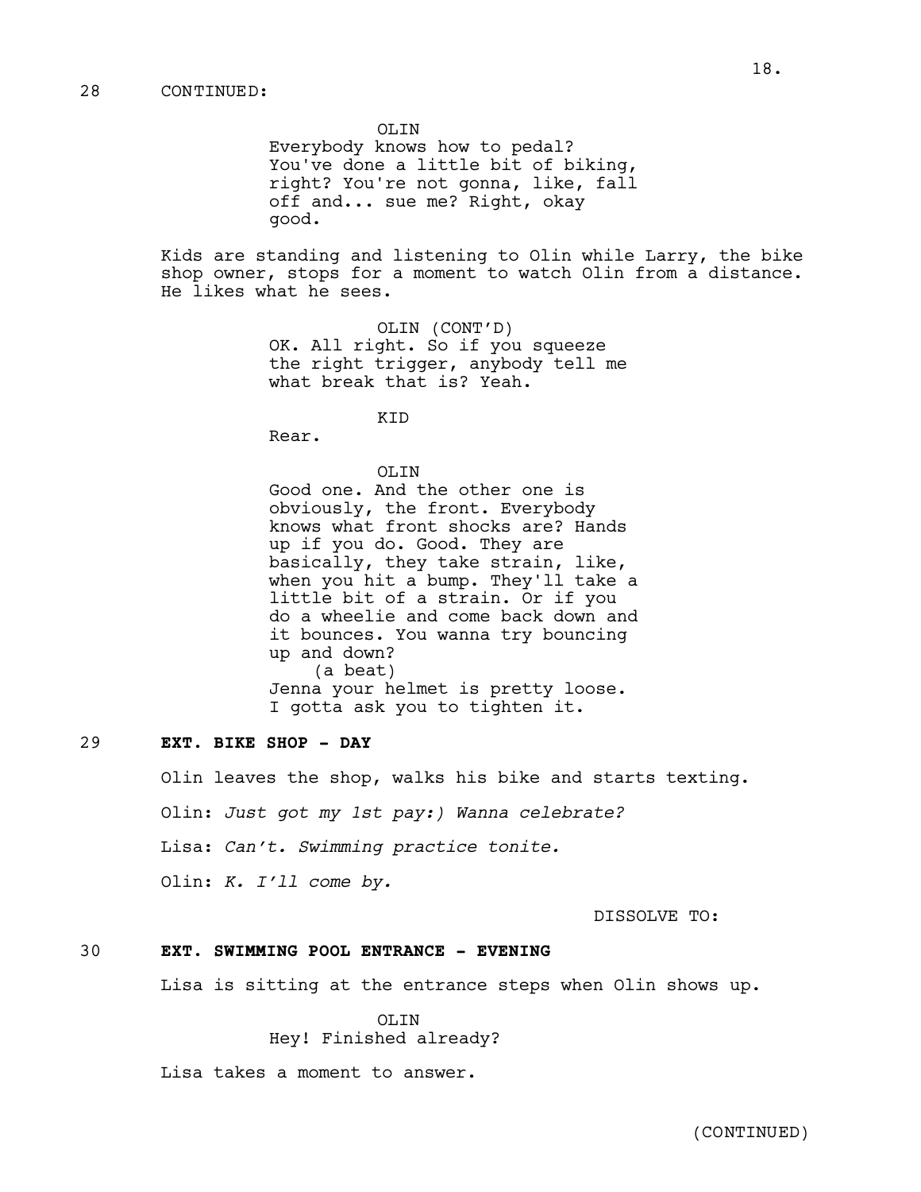28 CONTINUED:

OLIN
Everybody knows how to pedal? You've done a little bit of biking, right? You're not gonna, like, fall off and... sue me? Right, okay good.

Kids are standing and listening to Olin while Larry, the bike shop owner, stops for a moment to watch Olin from a distance. He likes what he sees.

OLIN (CONT'D)
OK. All right. So if you squeeze the right trigger, anybody tell me what break that is? Yeah.

KID
Rear.

OLIN
Good one. And the other one is obviously, the front. Everybody knows what front shocks are? Hands up if you do. Good. They are basically, they take strain, like, when you hit a bump. They'll take a little bit of a strain. Or if you do a wheelie and come back down and it bounces. You wanna try bouncing up and down?
(a beat)
Jenna your helmet is pretty loose. I gotta ask you to tighten it.

**29 EXT. BIKE SHOP - DAY**

Olin leaves the shop, walks his bike and starts texting.

Olin: *Just got my 1st pay:) Wanna celebrate?*

Lisa: *Can't. Swimming practice tonite.*

Olin: *K. I'll come by.*

DISSOLVE TO:

**30 EXT. SWIMMING POOL ENTRANCE - EVENING**

Lisa is sitting at the entrance steps when Olin shows up.

OLIN
Hey! Finished already?

Lisa takes a moment to answer.

(CONTINUED)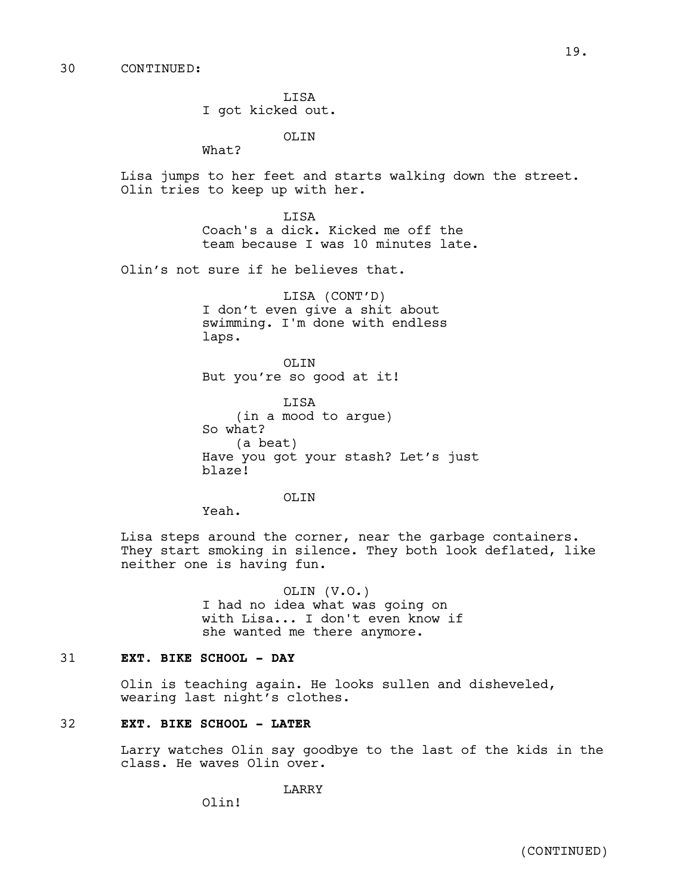30 CONTINUED:

LISA
I got kicked out.

OLIN
What?

Lisa jumps to her feet and starts walking down the street. Olin tries to keep up with her.

LISA
Coach's a dick. Kicked me off the team because I was 10 minutes late.

Olin's not sure if he believes that.

LISA (CONT'D)
I don't even give a shit about swimming. I'm done with endless laps.

OLIN
But you're so good at it!

LISA
(in a mood to argue)
So what?
(a beat)
Have you got your stash? Let's just blaze!

OLIN
Yeah.

Lisa steps around the corner, near the garbage containers. They start smoking in silence. They both look deflated, like neither one is having fun.

OLIN (V.O.)
I had no idea what was going on with Lisa... I don't even know if she wanted me there anymore.

31 **EXT. BIKE SCHOOL - DAY**

Olin is teaching again. He looks sullen and disheveled, wearing last night's clothes.

32 **EXT. BIKE SCHOOL - LATER**

Larry watches Olin say goodbye to the last of the kids in the class. He waves Olin over.

LARRY
Olin!

(CONTINUED)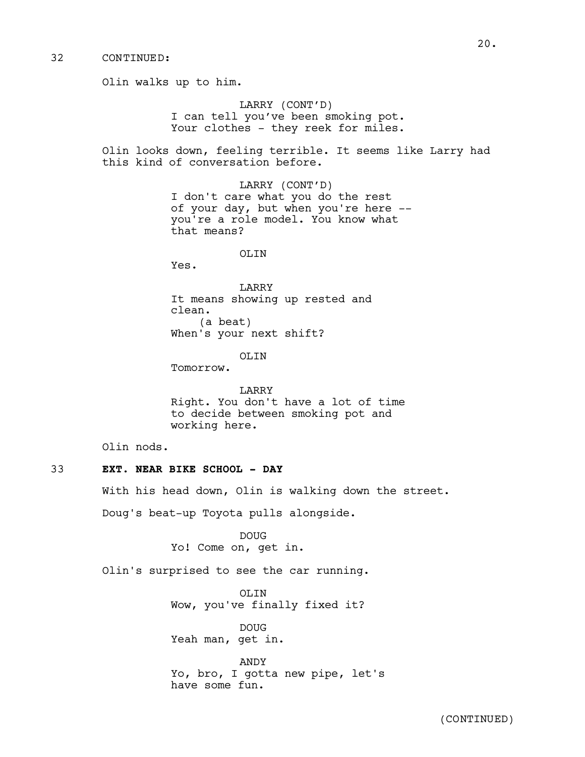32 CONTINUED:

Olin walks up to him.

LARRY (CONT'D)
I can tell you've been smoking pot.
Your clothes - they reek for miles.

Olin looks down, feeling terrible. It seems like Larry had this kind of conversation before.

LARRY (CONT'D)
I don't care what you do the rest of your day, but when you're here -- you're a role model. You know what that means?

OLIN
Yes.

LARRY
It means showing up rested and clean.
(a beat)
When's your next shift?

OLIN
Tomorrow.

LARRY
Right. You don't have a lot of time to decide between smoking pot and working here.

Olin nods.

33 **EXT. NEAR BIKE SCHOOL - DAY**

With his head down, Olin is walking down the street.

Doug's beat-up Toyota pulls alongside.

DOUG
Yo! Come on, get in.

Olin's surprised to see the car running.

OLIN
Wow, you've finally fixed it?

DOUG
Yeah man, get in.

ANDY
Yo, bro, I gotta new pipe, let's have some fun.

(CONTINUED)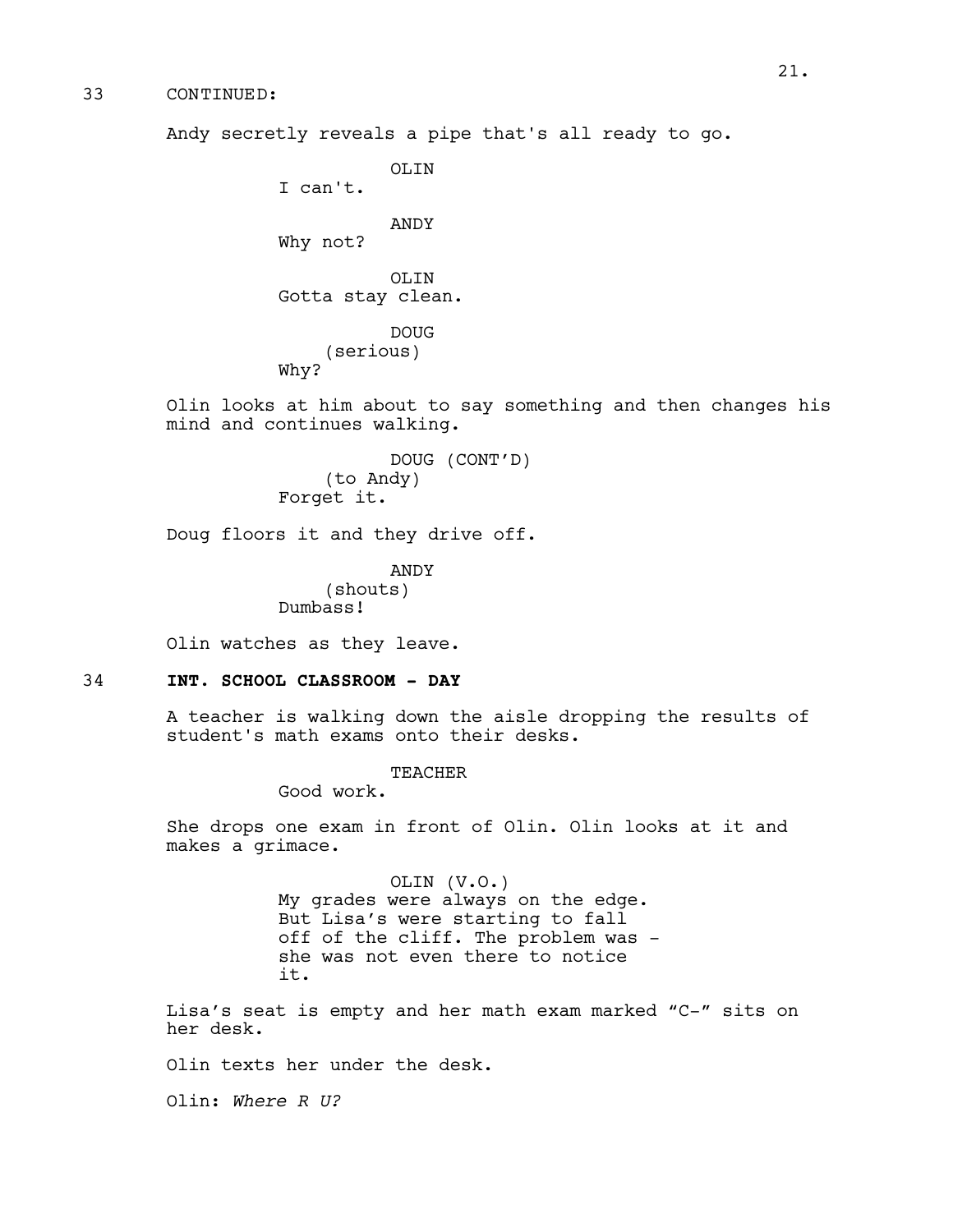33 CONTINUED:

Andy secretly reveals a pipe that's all ready to go.

OLIN
I can't.

ANDY
Why not?

OLIN
Gotta stay clean.

DOUG
(serious)
Why?

Olin looks at him about to say something and then changes his mind and continues walking.

DOUG (CONT'D)
(to Andy)
Forget it.

Doug floors it and they drive off.

ANDY
(shouts)
Dumbass!

Olin watches as they leave.

34 **INT. SCHOOL CLASSROOM - DAY**

A teacher is walking down the aisle dropping the results of student's math exams onto their desks.

TEACHER
Good work.

She drops one exam in front of Olin. Olin looks at it and makes a grimace.

OLIN (V.O.)
My grades were always on the edge. But Lisa's were starting to fall off of the cliff. The problem was - she was not even there to notice it.

Lisa's seat is empty and her math exam marked "C-" sits on her desk.

Olin texts her under the desk.

Olin: *Where R U?*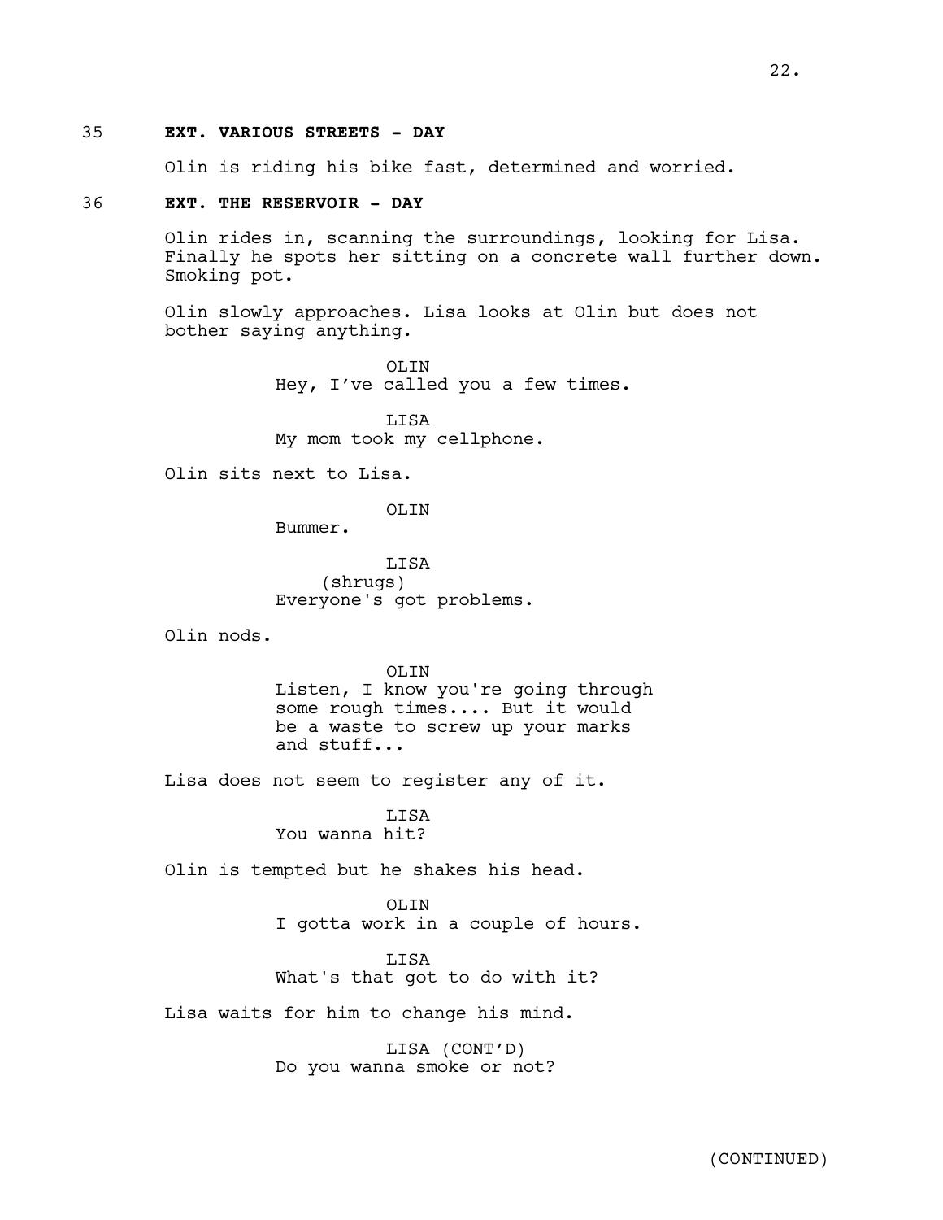35 **EXT. VARIOUS STREETS - DAY**

Olin is riding his bike fast, determined and worried.

36 **EXT. THE RESERVOIR - DAY**

Olin rides in, scanning the surroundings, looking for Lisa. Finally he spots her sitting on a concrete wall further down. Smoking pot.

Olin slowly approaches. Lisa looks at Olin but does not bother saying anything.

OLIN
Hey, I've called you a few times.

LISA
My mom took my cellphone.

Olin sits next to Lisa.

OLIN
Bummer.

LISA
(shrugs)
Everyone's got problems.

Olin nods.

OLIN
Listen, I know you're going through some rough times.... But it would be a waste to screw up your marks and stuff...

Lisa does not seem to register any of it.

LISA
You wanna hit?

Olin is tempted but he shakes his head.

OLIN
I gotta work in a couple of hours.

LISA
What's that got to do with it?

Lisa waits for him to change his mind.

LISA (CONT'D)
Do you wanna smoke or not?

(CONTINUED)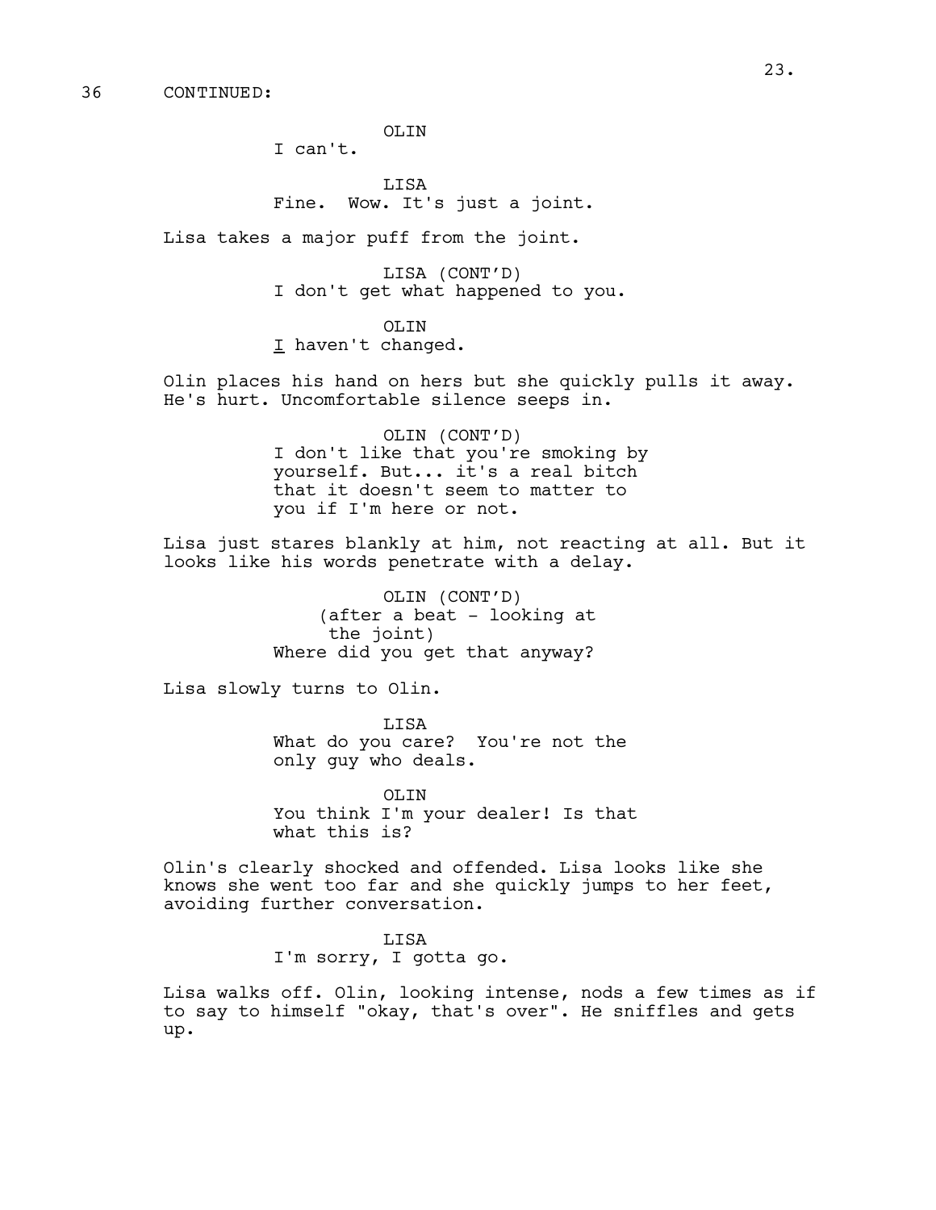36 CONTINUED:

OLIN

I can't.

LISA

Fine. Wow. It's just a joint.

Lisa takes a major puff from the joint.

LISA (CONT'D)

I don't get what happened to you.

OLIN

I haven't changed.

Olin places his hand on hers but she quickly pulls it away. He's hurt. Uncomfortable silence seeps in.

OLIN (CONT'D)

I don't like that you're smoking by yourself. But... it's a real bitch that it doesn't seem to matter to you if I'm here or not.

Lisa just stares blankly at him, not reacting at all. But it looks like his words penetrate with a delay.

OLIN (CONT'D)

(after a beat - looking at the joint)

Where did you get that anyway?

Lisa slowly turns to Olin.

LISA

What do you care? You're not the only guy who deals.

OLIN

You think I'm your dealer! Is that what this is?

Olin's clearly shocked and offended. Lisa looks like she knows she went too far and she quickly jumps to her feet, avoiding further conversation.

LISA

I'm sorry, I gotta go.

Lisa walks off. Olin, looking intense, nods a few times as if to say to himself "okay, that's over". He sniffles and gets up.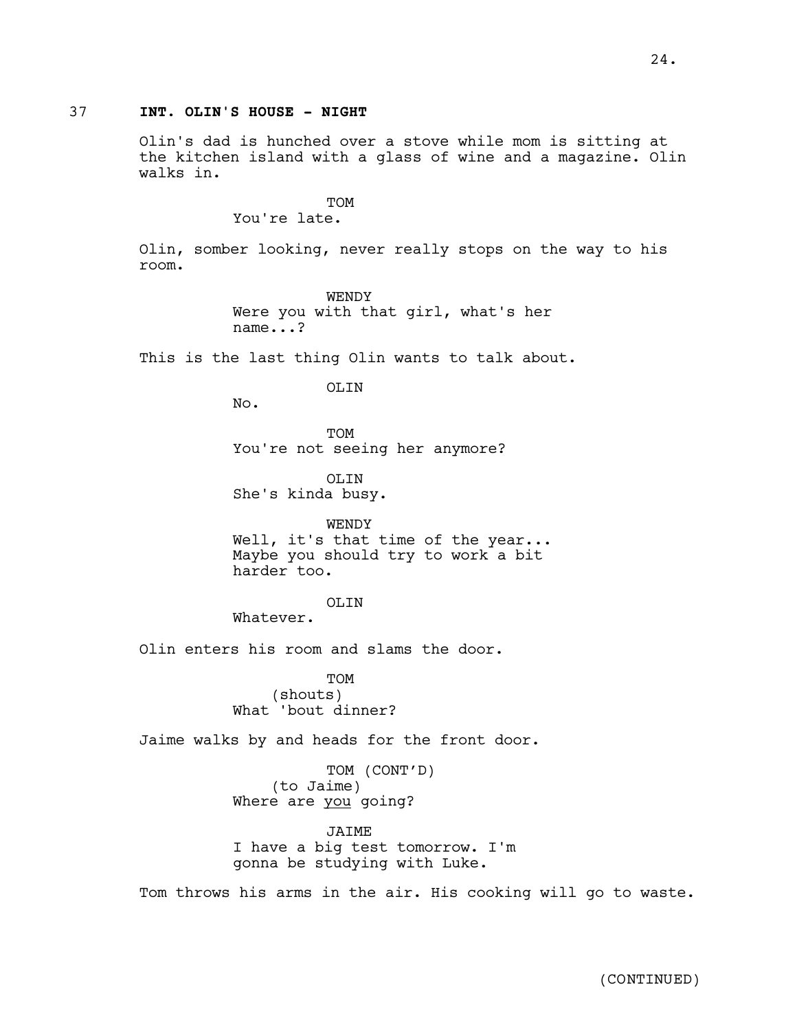37 **INT. OLIN'S HOUSE - NIGHT**

Olin's dad is hunched over a stove while mom is sitting at the kitchen island with a glass of wine and a magazine. Olin walks in.

TOM
You're late.

Olin, somber looking, never really stops on the way to his room.

WENDY
Were you with that girl, what's her name...?

This is the last thing Olin wants to talk about.

OLIN
No.

TOM
You're not seeing her anymore?

OLIN
She's kinda busy.

WENDY
Well, it's that time of the year... Maybe you should try to work a bit harder too.

OLIN
Whatever.

Olin enters his room and slams the door.

TOM
(shouts)
What 'bout dinner?

Jaime walks by and heads for the front door.

TOM (CONT'D)
(to Jaime)
Where are _you_ going?

JAIME
I have a big test tomorrow. I'm gonna be studying with Luke.

Tom throws his arms in the air. His cooking will go to waste.

(CONTINUED)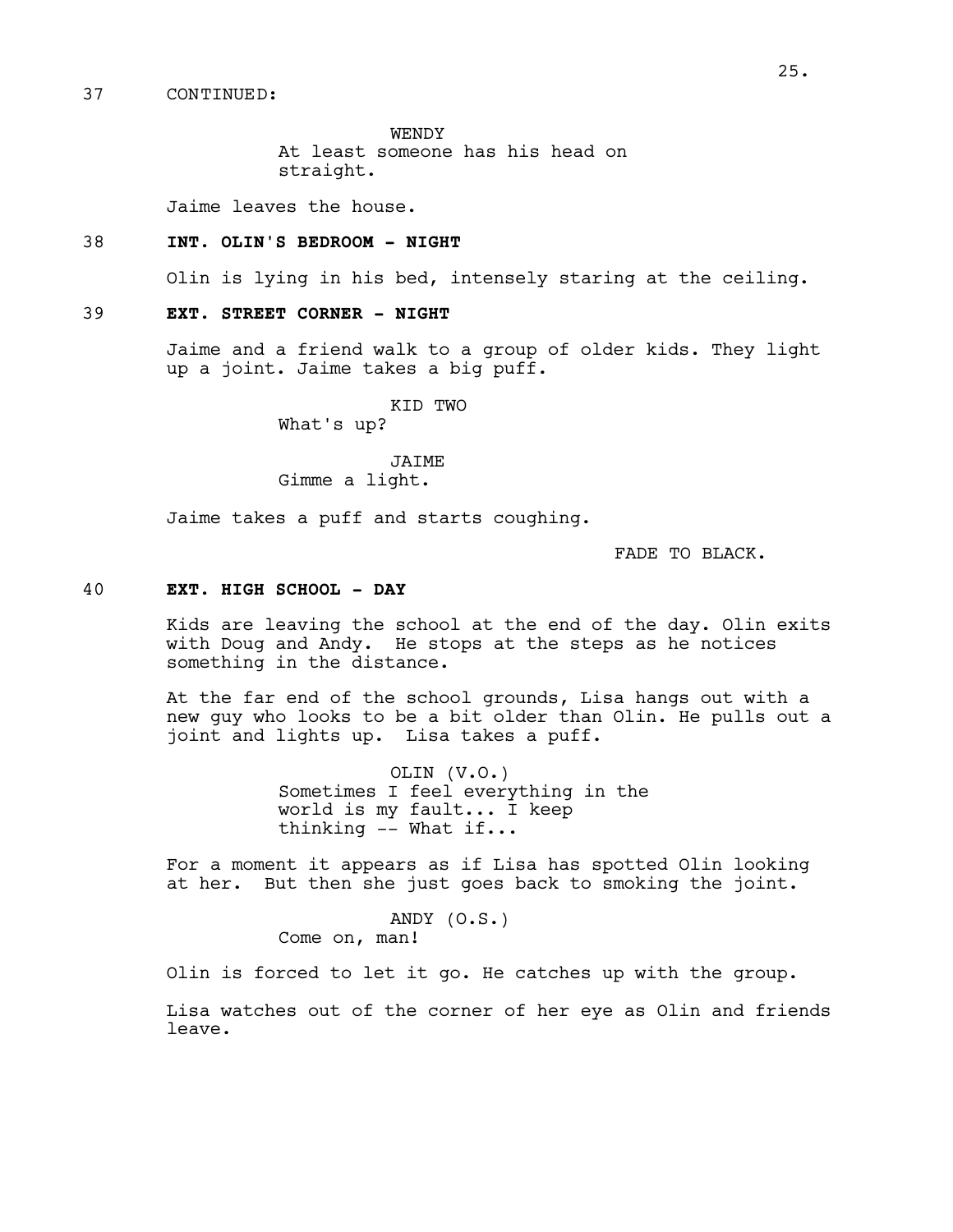37 CONTINUED:

WENDY
At least someone has his head on straight.

Jaime leaves the house.

**38 INT. OLIN'S BEDROOM - NIGHT**

Olin is lying in his bed, intensely staring at the ceiling.

**39 EXT. STREET CORNER - NIGHT**

Jaime and a friend walk to a group of older kids. They light up a joint. Jaime takes a big puff.

KID TWO
What's up?

JAIME
Gimme a light.

Jaime takes a puff and starts coughing.

FADE TO BLACK.

**40 EXT. HIGH SCHOOL - DAY**

Kids are leaving the school at the end of the day. Olin exits with Doug and Andy. He stops at the steps as he notices something in the distance.

At the far end of the school grounds, Lisa hangs out with a new guy who looks to be a bit older than Olin. He pulls out a joint and lights up. Lisa takes a puff.

OLIN (V.O.)
Sometimes I feel everything in the world is my fault... I keep thinking -- What if...

For a moment it appears as if Lisa has spotted Olin looking at her. But then she just goes back to smoking the joint.

ANDY (O.S.)
Come on, man!

Olin is forced to let it go. He catches up with the group.

Lisa watches out of the corner of her eye as Olin and friends leave.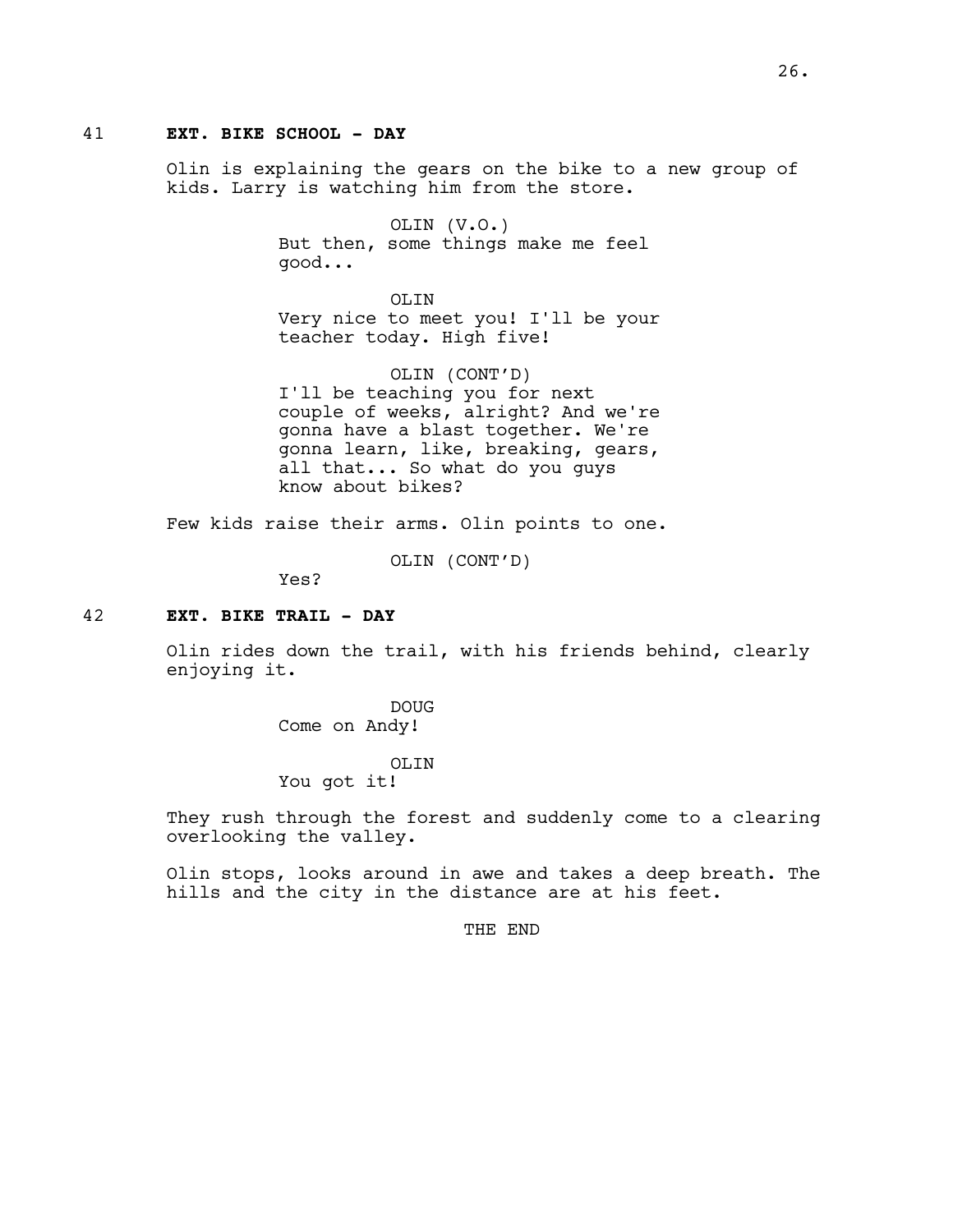41 **EXT. BIKE SCHOOL - DAY**

Olin is explaining the gears on the bike to a new group of kids. Larry is watching him from the store.

OLIN (V.O.)
But then, some things make me feel good...

OLIN
Very nice to meet you! I'll be your teacher today. High five!

OLIN (CONT'D)
I'll be teaching you for next couple of weeks, alright? And we're gonna have a blast together. We're gonna learn, like, breaking, gears, all that... So what do you guys know about bikes?

Few kids raise their arms. Olin points to one.

OLIN (CONT'D)
Yes?

42 **EXT. BIKE TRAIL - DAY**

Olin rides down the trail, with his friends behind, clearly enjoying it.

DOUG
Come on Andy!

OLIN
You got it!

They rush through the forest and suddenly come to a clearing overlooking the valley.

Olin stops, looks around in awe and takes a deep breath. The hills and the city in the distance are at his feet.

THE END